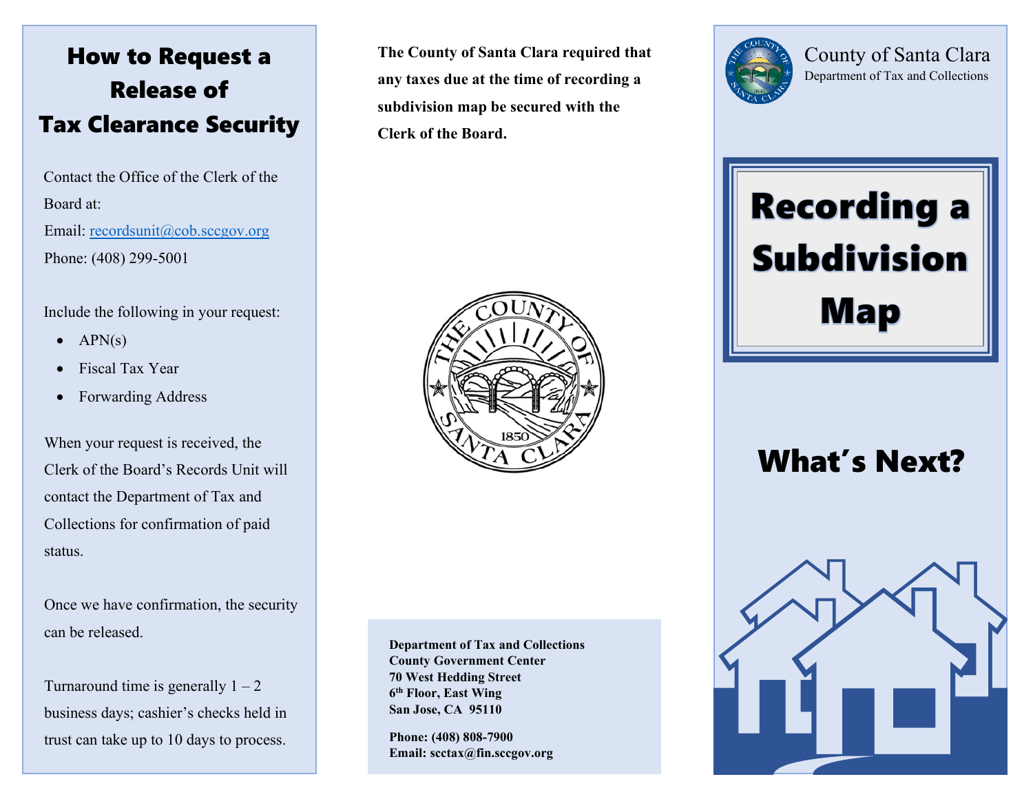# How to Request a Release of Tax Clearance Security

Contact the Office of the Clerk of the Board at:

Email: recordsunit@cob.sccgov.org

Phone: (408) 299-5001

Include the following in your request:

- APN(s)
- Fiscal Tax Year
- Forwarding Address

When your request is received, the Clerk of the Board's Records Unit will contact the Department of Tax and Collections for confirmation of paid status.

Once we have confirmation, the security can be released.

Turnaround time is generally 1 – 2 business days; cashier's checks held in trust can take up to 10 days to process.

**The County of Santa Clara required that any taxes due at the time of recording a subdivision map be secured with the Clerk of the Board.**

**Department of Tax and Collections**
**County Government Center**
**70 West Hedding Street**
**6th Floor, East Wing**
**San Jose, CA 95110**

**Phone: (408) 808-7900**
**Email: scctax@fin.sccgov.org**

County of Santa Clara
Department of Tax and Collections

# Recording a Subdivision Map

## What's Next?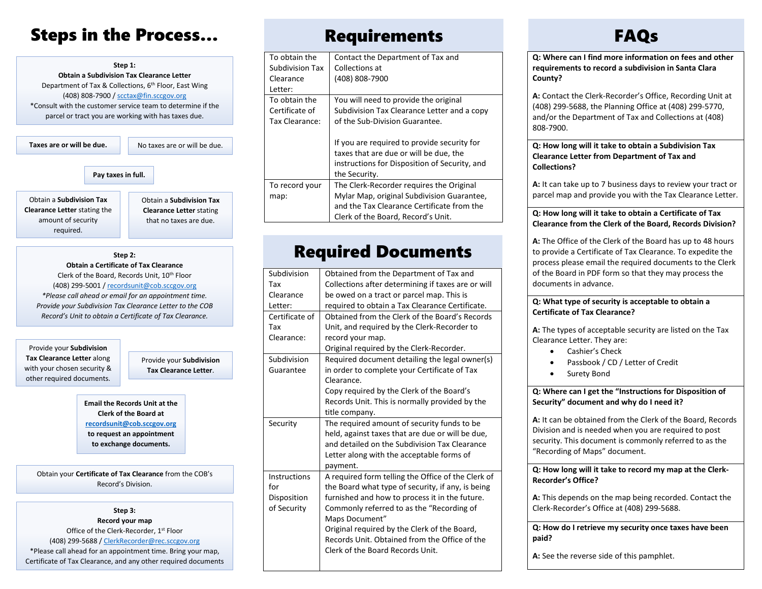# Steps in the Process…

**Step 1:**
**Obtain a Subdivision Tax Clearance Letter**
Department of Tax & Collections, 6th Floor, East Wing
(408) 808-7900 / scctax@fin.sccgov.org
*Consult with the customer service team to determine if the parcel or tract you are working with has taxes due.

**Taxes are or will be due.**

No taxes are or will be due.

**Pay taxes in full.**

Obtain a **Subdivision Tax Clearance Letter** stating the amount of security required.

Obtain a **Subdivision Tax Clearance Letter** stating that no taxes are due.

**Step 2:**
**Obtain a Certificate of Tax Clearance**
Clerk of the Board, Records Unit, 10th Floor
(408) 299-5001 / recordsunit@cob.sccgov.org
*\*Please call ahead or email for an appointment time. Provide your Subdivision Tax Clearance Letter to the COB Record's Unit to obtain a Certificate of Tax Clearance.*

Provide your **Subdivision Tax Clearance Letter** along with your chosen security & other required documents.

Provide your **Subdivision Tax Clearance Letter**.

**Email the Records Unit at the Clerk of the Board at recordsunit@cob.sccgov.org to request an appointment to exchange documents.**

Obtain your **Certificate of Tax Clearance** from the COB's Record's Division.

**Step 3:**
**Record your map**
Office of the Clerk-Recorder, 1st Floor
(408) 299-5688 / ClerkRecorder@rec.sccgov.org
*Please call ahead for an appointment time. Bring your map, Certificate of Tax Clearance, and any other required documents

# Requirements

| | |
|---|---|
| To obtain the Subdivision Tax Clearance Letter: | Contact the Department of Tax and Collections at (408) 808-7900 |
| To obtain the Certificate of Tax Clearance: | You will need to provide the original Subdivision Tax Clearance Letter and a copy of the Sub-Division Guarantee.<br><br>If you are required to provide security for taxes that are due or will be due, the instructions for Disposition of Security, and the Security. |
| To record your map: | The Clerk-Recorder requires the Original Mylar Map, original Subdivision Guarantee, and the Tax Clearance Certificate from the Clerk of the Board, Record's Unit. |

# Required Documents

| | |
|---|---|
| Subdivision Tax Clearance Letter: | Obtained from the Department of Tax and Collections after determining if taxes are or will be owed on a tract or parcel map. This is required to obtain a Tax Clearance Certificate. |
| Certificate of Tax Clearance: | Obtained from the Clerk of the Board's Records Unit, and required by the Clerk-Recorder to record your map.<br>Original required by the Clerk-Recorder. |
| Subdivision Guarantee | Required document detailing the legal owner(s) in order to complete your Certificate of Tax Clearance.<br>Copy required by the Clerk of the Board's Records Unit. This is normally provided by the title company. |
| Security | The required amount of security funds to be held, against taxes that are due or will be due, and detailed on the Subdivision Tax Clearance Letter along with the acceptable forms of payment. |
| Instructions for Disposition of Security | A required form telling the Office of the Clerk of the Board what type of security, if any, is being furnished and how to process it in the future. Commonly referred to as the "Recording of Maps Document"<br>Original required by the Clerk of the Board, Records Unit. Obtained from the Office of the Clerk of the Board Records Unit. |

# FAQs

**Q: Where can I find more information on fees and other requirements to record a subdivision in Santa Clara County?**

**A:** Contact the Clerk-Recorder's Office, Recording Unit at (408) 299-5688, the Planning Office at (408) 299-5770, and/or the Department of Tax and Collections at (408) 808-7900.

**Q: How long will it take to obtain a Subdivision Tax Clearance Letter from Department of Tax and Collections?**

**A:** It can take up to 7 business days to review your tract or parcel map and provide you with the Tax Clearance Letter.

**Q: How long will it take to obtain a Certificate of Tax Clearance from the Clerk of the Board, Records Division?**

**A:** The Office of the Clerk of the Board has up to 48 hours to provide a Certificate of Tax Clearance. To expedite the process please email the required documents to the Clerk of the Board in PDF form so that they may process the documents in advance.

**Q: What type of security is acceptable to obtain a Certificate of Tax Clearance?**

**A:** The types of acceptable security are listed on the Tax Clearance Letter. They are:

- Cashier's Check
- Passbook / CD / Letter of Credit
- Surety Bond

**Q: Where can I get the "Instructions for Disposition of Security" document and why do I need it?**

**A:** It can be obtained from the Clerk of the Board, Records Division and is needed when you are required to post security. This document is commonly referred to as the "Recording of Maps" document.

**Q: How long will it take to record my map at the Clerk-Recorder's Office?**

**A:** This depends on the map being recorded. Contact the Clerk-Recorder's Office at (408) 299-5688.

**Q: How do I retrieve my security once taxes have been paid?**

**A:** See the reverse side of this pamphlet.